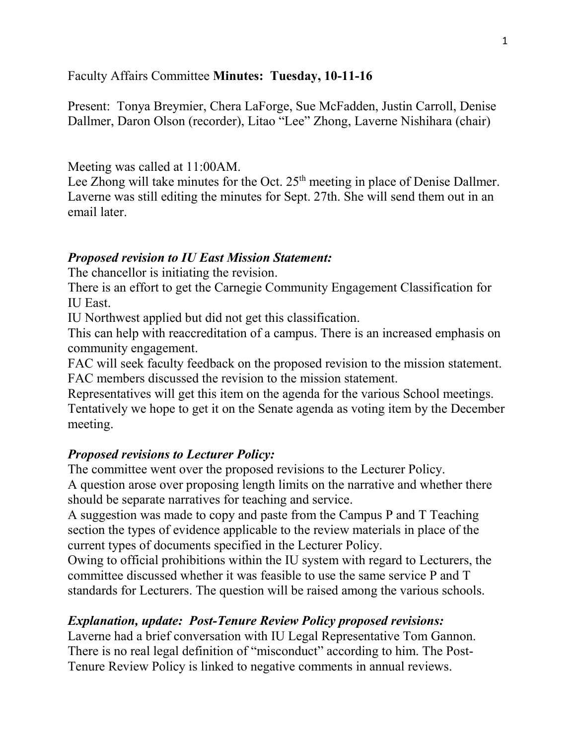Faculty Affairs Committee **Minutes: Tuesday, 10-11-16**

Present: Tonya Breymier, Chera LaForge, Sue McFadden, Justin Carroll, Denise Dallmer, Daron Olson (recorder), Litao "Lee" Zhong, Laverne Nishihara (chair)

Meeting was called at 11:00AM.
Lee Zhong will take minutes for the Oct. 25th meeting in place of Denise Dallmer.
Laverne was still editing the minutes for Sept. 27th. She will send them out in an email later.

***Proposed revision to IU East Mission Statement:***

The chancellor is initiating the revision.
There is an effort to get the Carnegie Community Engagement Classification for IU East.
IU Northwest applied but did not get this classification.
This can help with reaccreditation of a campus. There is an increased emphasis on community engagement.
FAC will seek faculty feedback on the proposed revision to the mission statement.
FAC members discussed the revision to the mission statement.
Representatives will get this item on the agenda for the various School meetings.
Tentatively we hope to get it on the Senate agenda as voting item by the December meeting.

***Proposed revisions to Lecturer Policy:***

The committee went over the proposed revisions to the Lecturer Policy.
A question arose over proposing length limits on the narrative and whether there should be separate narratives for teaching and service.
A suggestion was made to copy and paste from the Campus P and T Teaching section the types of evidence applicable to the review materials in place of the current types of documents specified in the Lecturer Policy.
Owing to official prohibitions within the IU system with regard to Lecturers, the committee discussed whether it was feasible to use the same service P and T standards for Lecturers. The question will be raised among the various schools.

***Explanation, update: Post-Tenure Review Policy proposed revisions:***

Laverne had a brief conversation with IU Legal Representative Tom Gannon. There is no real legal definition of "misconduct" according to him. The Post-Tenure Review Policy is linked to negative comments in annual reviews.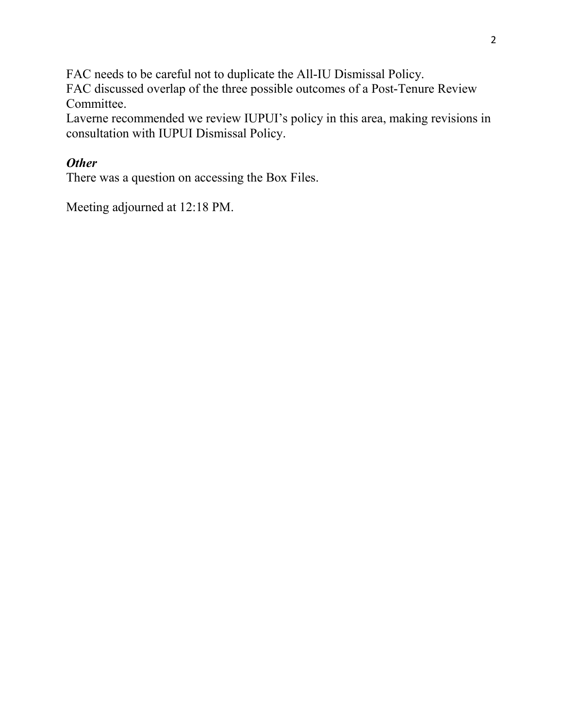FAC needs to be careful not to duplicate the All-IU Dismissal Policy.
FAC discussed overlap of the three possible outcomes of a Post-Tenure Review Committee.
Laverne recommended we review IUPUI's policy in this area, making revisions in consultation with IUPUI Dismissal Policy.

***Other***

There was a question on accessing the Box Files.

Meeting adjourned at 12:18 PM.